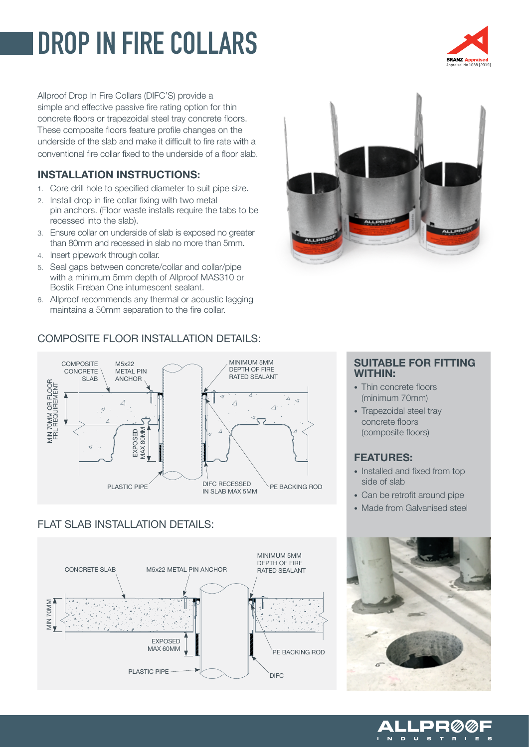# DROP IN FIRE COLLARS

BRANZ Appraised
Appraisal No.1088 [2019]

Allproof Drop In Fire Collars (DIFC'S) provide a simple and effective passive fire rating option for thin concrete floors or trapezoidal steel tray concrete floors. These composite floors feature profile changes on the underside of the slab and make it difficult to fire rate with a conventional fire collar fixed to the underside of a floor slab.

## INSTALLATION INSTRUCTIONS:

1. Core drill hole to specified diameter to suit pipe size.
2. Install drop in fire collar fixing with two metal pin anchors. (Floor waste installs require the tabs to be recessed into the slab).
3. Ensure collar on underside of slab is exposed no greater than 80mm and recessed in slab no more than 5mm.
4. Insert pipework through collar.
5. Seal gaps between concrete/collar and collar/pipe with a minimum 5mm depth of Allproof MAS310 or Bostik Fireban One intumescent sealant.
6. Allproof recommends any thermal or acoustic lagging maintains a 50mm separation to the fire collar.

## COMPOSITE FLOOR INSTALLATION DETAILS:

COMPOSITE CONCRETE SLAB — M5x22 METAL PIN ANCHOR — MINIMUM 5MM DEPTH OF FIRE RATED SEALANT — MIN 70MM OR FLOOR FRL REQUIREMENT — EXPOSED MAX 80MM — PLASTIC PIPE — DIFC RECESSED IN SLAB MAX 5MM — PE BACKING ROD

## SUITABLE FOR FITTING WITHIN:

- Thin concrete floors (minimum 70mm)
- Trapezoidal steel tray concrete floors (composite floors)

## FEATURES:

- Installed and fixed from top side of slab
- Can be retrofit around pipe
- Made from Galvanised steel

## FLAT SLAB INSTALLATION DETAILS:

CONCRETE SLAB — M5x22 METAL PIN ANCHOR — MINIMUM 5MM DEPTH OF FIRE RATED SEALANT — MIN 70MM — EXPOSED MAX 60MM — PE BACKING ROD — PLASTIC PIPE — DIFC

ALLPROOF INDUSTRIES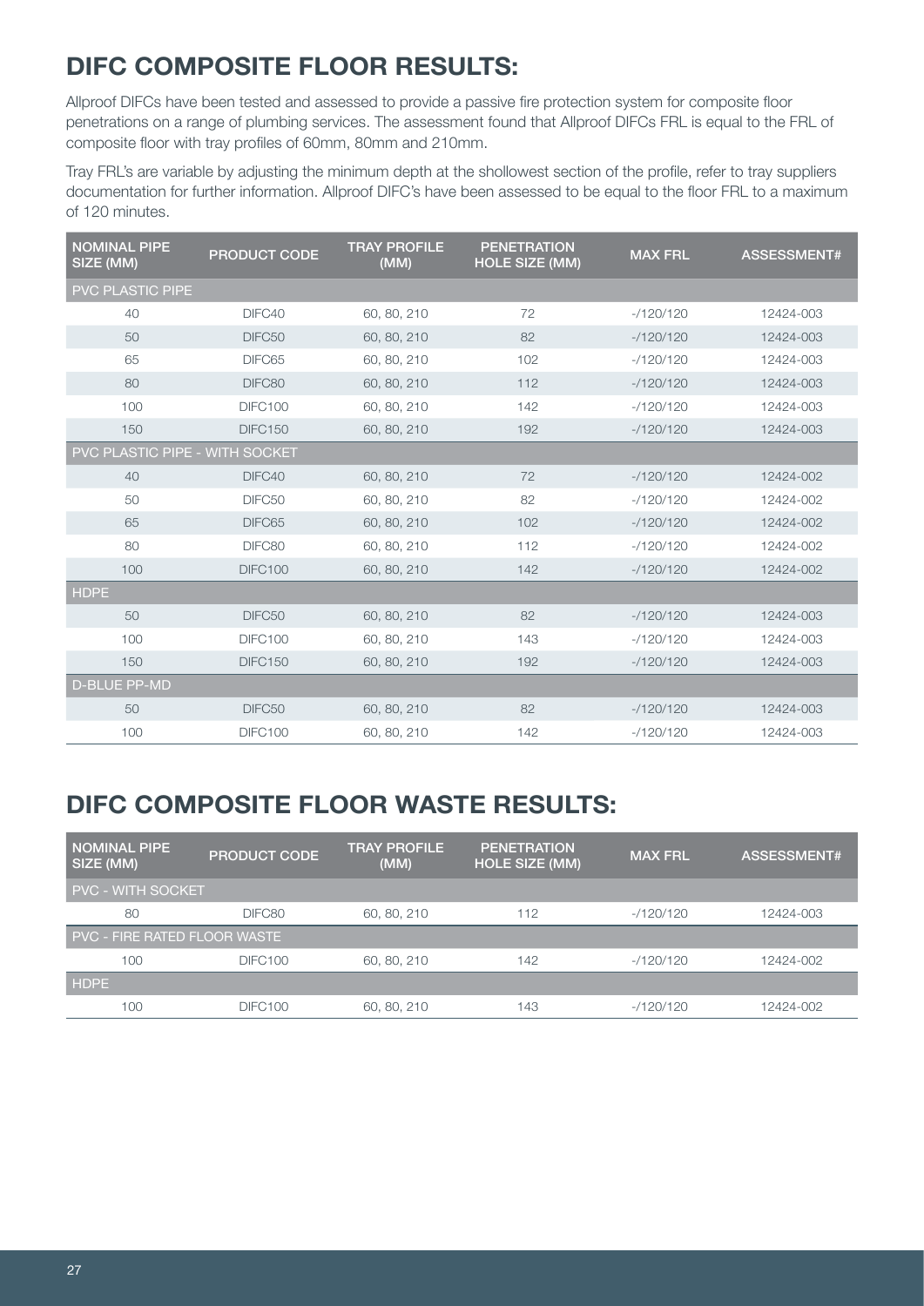## DIFC COMPOSITE FLOOR RESULTS:

Allproof DIFCs have been tested and assessed to provide a passive fire protection system for composite floor penetrations on a range of plumbing services. The assessment found that Allproof DIFCs FRL is equal to the FRL of composite floor with tray profiles of 60mm, 80mm and 210mm.

Tray FRL's are variable by adjusting the minimum depth at the shollowest section of the profile, refer to tray suppliers documentation for further information. Allproof DIFC's have been assessed to be equal to the floor FRL to a maximum of 120 minutes.

| NOMINAL PIPE SIZE (MM) | PRODUCT CODE | TRAY PROFILE (MM) | PENETRATION HOLE SIZE (MM) | MAX FRL | ASSESSMENT# |
|---|---|---|---|---|---|
| PVC PLASTIC PIPE | | | | | |
| 40 | DIFC40 | 60, 80, 210 | 72 | -/120/120 | 12424-003 |
| 50 | DIFC50 | 60, 80, 210 | 82 | -/120/120 | 12424-003 |
| 65 | DIFC65 | 60, 80, 210 | 102 | -/120/120 | 12424-003 |
| 80 | DIFC80 | 60, 80, 210 | 112 | -/120/120 | 12424-003 |
| 100 | DIFC100 | 60, 80, 210 | 142 | -/120/120 | 12424-003 |
| 150 | DIFC150 | 60, 80, 210 | 192 | -/120/120 | 12424-003 |
| PVC PLASTIC PIPE - WITH SOCKET | | | | | |
| 40 | DIFC40 | 60, 80, 210 | 72 | -/120/120 | 12424-002 |
| 50 | DIFC50 | 60, 80, 210 | 82 | -/120/120 | 12424-002 |
| 65 | DIFC65 | 60, 80, 210 | 102 | -/120/120 | 12424-002 |
| 80 | DIFC80 | 60, 80, 210 | 112 | -/120/120 | 12424-002 |
| 100 | DIFC100 | 60, 80, 210 | 142 | -/120/120 | 12424-002 |
| HDPE | | | | | |
| 50 | DIFC50 | 60, 80, 210 | 82 | -/120/120 | 12424-003 |
| 100 | DIFC100 | 60, 80, 210 | 143 | -/120/120 | 12424-003 |
| 150 | DIFC150 | 60, 80, 210 | 192 | -/120/120 | 12424-003 |
| D-BLUE PP-MD | | | | | |
| 50 | DIFC50 | 60, 80, 210 | 82 | -/120/120 | 12424-003 |
| 100 | DIFC100 | 60, 80, 210 | 142 | -/120/120 | 12424-003 |

## DIFC COMPOSITE FLOOR WASTE RESULTS:

| NOMINAL PIPE SIZE (MM) | PRODUCT CODE | TRAY PROFILE (MM) | PENETRATION HOLE SIZE (MM) | MAX FRL | ASSESSMENT# |
|---|---|---|---|---|---|
| PVC - WITH SOCKET | | | | | |
| 80 | DIFC80 | 60, 80, 210 | 112 | -/120/120 | 12424-003 |
| PVC - FIRE RATED FLOOR WASTE | | | | | |
| 100 | DIFC100 | 60, 80, 210 | 142 | -/120/120 | 12424-002 |
| HDPE | | | | | |
| 100 | DIFC100 | 60, 80, 210 | 143 | -/120/120 | 12424-002 |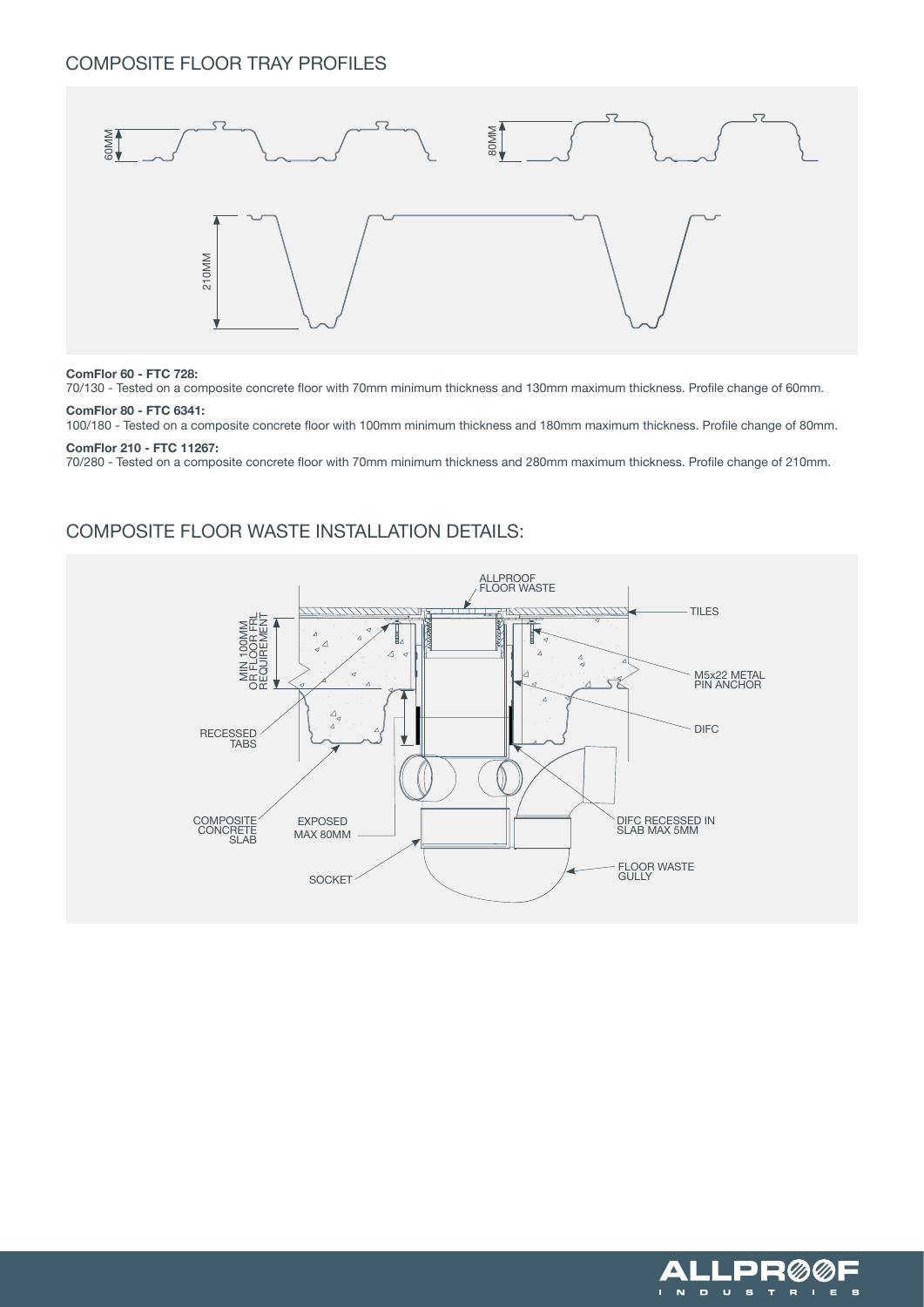## COMPOSITE FLOOR TRAY PROFILES

**ComFlor 60 - FTC 728:**
70/130 - Tested on a composite concrete floor with 70mm minimum thickness and 130mm maximum thickness. Profile change of 60mm.

**ComFlor 80 - FTC 6341:**
100/180 - Tested on a composite concrete floor with 100mm minimum thickness and 180mm maximum thickness. Profile change of 80mm.

**ComFlor 210 - FTC 11267:**
70/280 - Tested on a composite concrete floor with 70mm minimum thickness and 280mm maximum thickness. Profile change of 210mm.

## COMPOSITE FLOOR WASTE INSTALLATION DETAILS: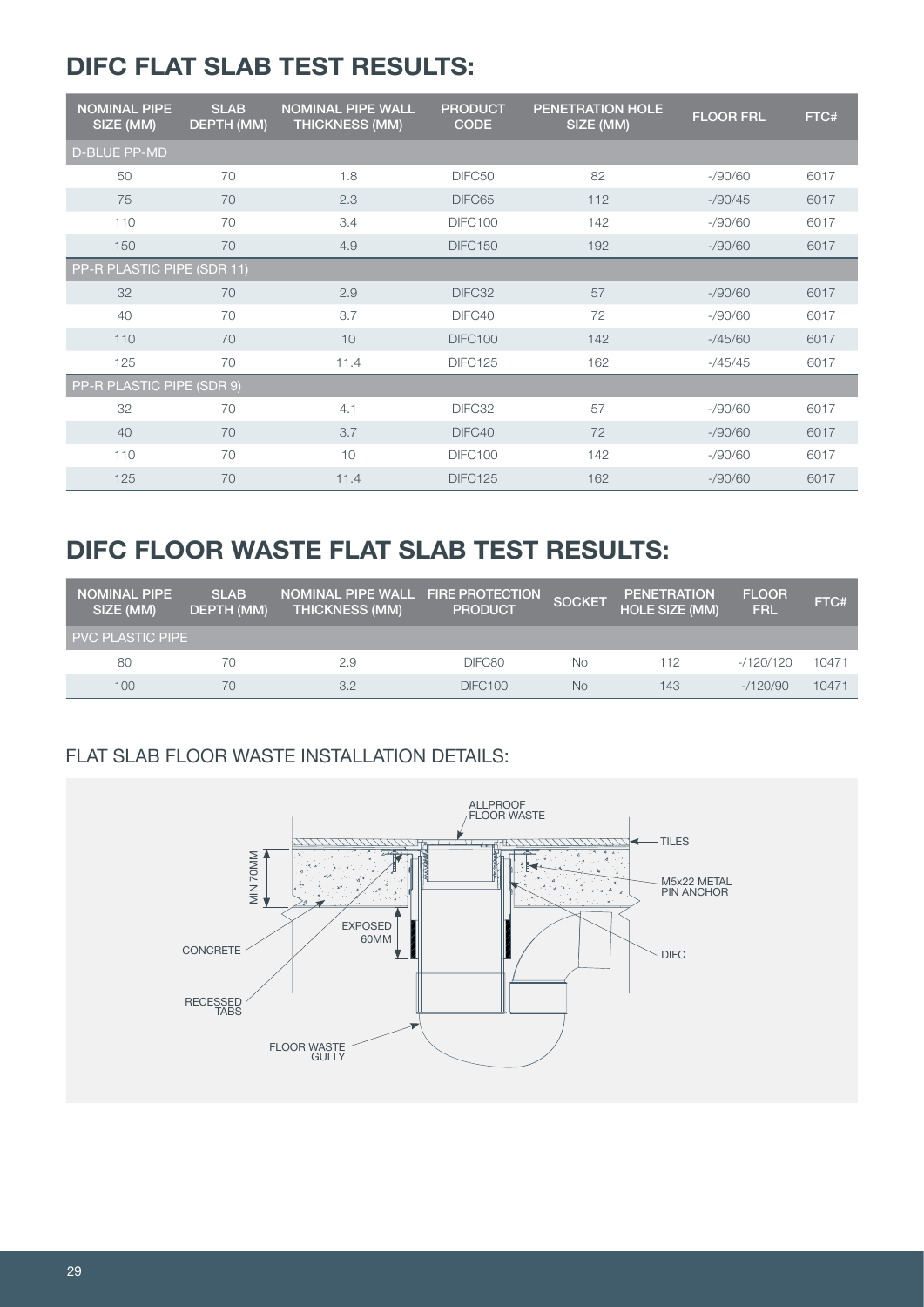## DIFC FLAT SLAB TEST RESULTS:

| NOMINAL PIPE SIZE (MM) | SLAB DEPTH (MM) | NOMINAL PIPE WALL THICKNESS (MM) | PRODUCT CODE | PENETRATION HOLE SIZE (MM) | FLOOR FRL | FTC# |
|---|---|---|---|---|---|---|
| D-BLUE PP-MD | | | | | | |
| 50 | 70 | 1.8 | DIFC50 | 82 | -/90/60 | 6017 |
| 75 | 70 | 2.3 | DIFC65 | 112 | -/90/45 | 6017 |
| 110 | 70 | 3.4 | DIFC100 | 142 | -/90/60 | 6017 |
| 150 | 70 | 4.9 | DIFC150 | 192 | -/90/60 | 6017 |
| PP-R PLASTIC PIPE (SDR 11) | | | | | | |
| 32 | 70 | 2.9 | DIFC32 | 57 | -/90/60 | 6017 |
| 40 | 70 | 3.7 | DIFC40 | 72 | -/90/60 | 6017 |
| 110 | 70 | 10 | DIFC100 | 142 | -/45/60 | 6017 |
| 125 | 70 | 11.4 | DIFC125 | 162 | -/45/45 | 6017 |
| PP-R PLASTIC PIPE (SDR 9) | | | | | | |
| 32 | 70 | 4.1 | DIFC32 | 57 | -/90/60 | 6017 |
| 40 | 70 | 3.7 | DIFC40 | 72 | -/90/60 | 6017 |
| 110 | 70 | 10 | DIFC100 | 142 | -/90/60 | 6017 |
| 125 | 70 | 11.4 | DIFC125 | 162 | -/90/60 | 6017 |

## DIFC FLOOR WASTE FLAT SLAB TEST RESULTS:

| NOMINAL PIPE SIZE (MM) | SLAB DEPTH (MM) | NOMINAL PIPE WALL THICKNESS (MM) | FIRE PROTECTION PRODUCT | SOCKET | PENETRATION HOLE SIZE (MM) | FLOOR FRL | FTC# |
|---|---|---|---|---|---|---|---|
| PVC PLASTIC PIPE | | | | | | | |
| 80 | 70 | 2.9 | DIFC80 | No | 112 | -/120/120 | 10471 |
| 100 | 70 | 3.2 | DIFC100 | No | 143 | -/120/90 | 10471 |

### FLAT SLAB FLOOR WASTE INSTALLATION DETAILS:

ALLPROOF FLOOR WASTE

TILES

MIN 70MM

M5x22 METAL PIN ANCHOR

EXPOSED 60MM

CONCRETE

DIFC

RECESSED TABS

FLOOR WASTE GULLY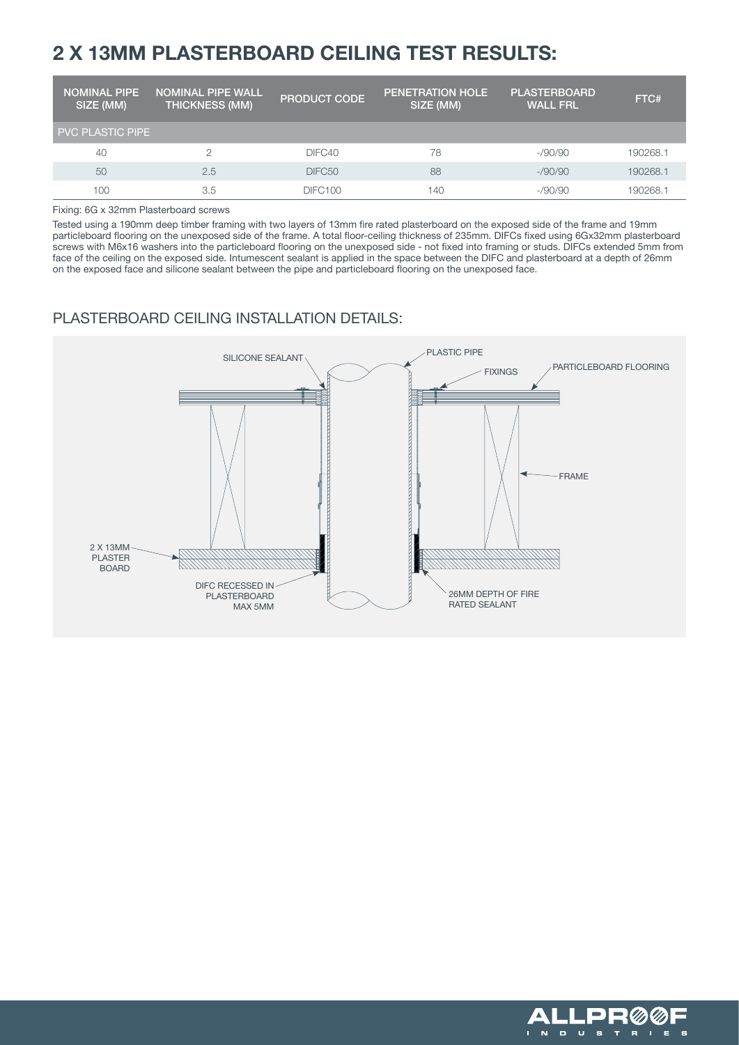# 2 X 13MM PLASTERBOARD CEILING TEST RESULTS:

| NOMINAL PIPE SIZE (MM) | NOMINAL PIPE WALL THICKNESS (MM) | PRODUCT CODE | PENETRATION HOLE SIZE (MM) | PLASTERBOARD WALL FRL | FTC# |
|---|---|---|---|---|---|
| PVC PLASTIC PIPE | | | | | |
| 40 | 2 | DIFC40 | 78 | -/90/90 | 190268.1 |
| 50 | 2.5 | DIFC50 | 88 | -/90/90 | 190268.1 |
| 100 | 3.5 | DIFC100 | 140 | -/90/90 | 190268.1 |

Fixing: 6G x 32mm Plasterboard screws

Tested using a 190mm deep timber framing with two layers of 13mm fire rated plasterboard on the exposed side of the frame and 19mm particleboard flooring on the unexposed side of the frame. A total floor-ceiling thickness of 235mm. DIFCs fixed using 6Gx32mm plasterboard screws with M6x16 washers into the particleboard flooring on the unexposed side - not fixed into framing or studs. DIFCs extended 5mm from face of the ceiling on the exposed side. Intumescent sealant is applied in the space between the DIFC and plasterboard at a depth of 26mm on the exposed face and silicone sealant between the pipe and particleboard flooring on the unexposed face.

## PLASTERBOARD CEILING INSTALLATION DETAILS:

SILICONE SEALANT

PLASTIC PIPE

FIXINGS

PARTICLEBOARD FLOORING

FRAME

2 X 13MM PLASTER BOARD

DIFC RECESSED IN PLASTERBOARD MAX 5MM

26MM DEPTH OF FIRE RATED SEALANT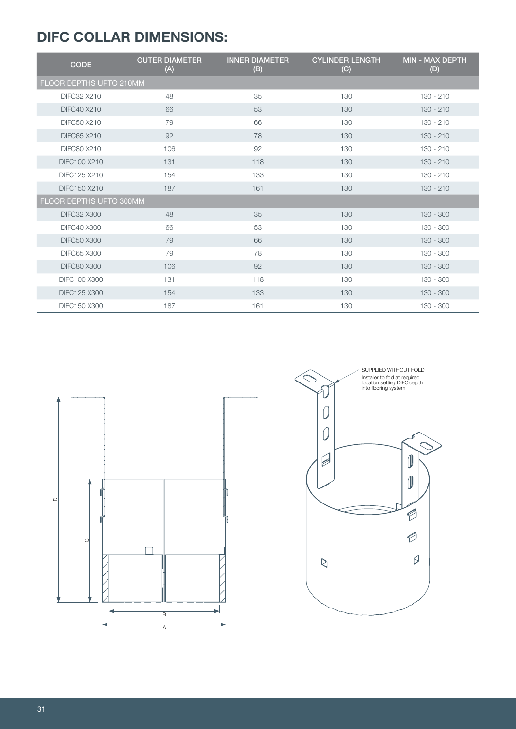## DIFC COLLAR DIMENSIONS:

| CODE | OUTER DIAMETER (A) | INNER DIAMETER (B) | CYLINDER LENGTH (C) | MIN - MAX DEPTH (D) |
|---|---|---|---|---|
| FLOOR DEPTHS UPTO 210MM | | | | |
| DIFC32 X210 | 48 | 35 | 130 | 130 - 210 |
| DIFC40 X210 | 66 | 53 | 130 | 130 - 210 |
| DIFC50 X210 | 79 | 66 | 130 | 130 - 210 |
| DIFC65 X210 | 92 | 78 | 130 | 130 - 210 |
| DIFC80 X210 | 106 | 92 | 130 | 130 - 210 |
| DIFC100 X210 | 131 | 118 | 130 | 130 - 210 |
| DIFC125 X210 | 154 | 133 | 130 | 130 - 210 |
| DIFC150 X210 | 187 | 161 | 130 | 130 - 210 |
| FLOOR DEPTHS UPTO 300MM | | | | |
| DIFC32 X300 | 48 | 35 | 130 | 130 - 300 |
| DIFC40 X300 | 66 | 53 | 130 | 130 - 300 |
| DIFC50 X300 | 79 | 66 | 130 | 130 - 300 |
| DIFC65 X300 | 79 | 78 | 130 | 130 - 300 |
| DIFC80 X300 | 106 | 92 | 130 | 130 - 300 |
| DIFC100 X300 | 131 | 118 | 130 | 130 - 300 |
| DIFC125 X300 | 154 | 133 | 130 | 130 - 300 |
| DIFC150 X300 | 187 | 161 | 130 | 130 - 300 |

D

C

B

A

SUPPLIED WITHOUT FOLD

Installer to fold at required location setting DIFC depth into flooring system